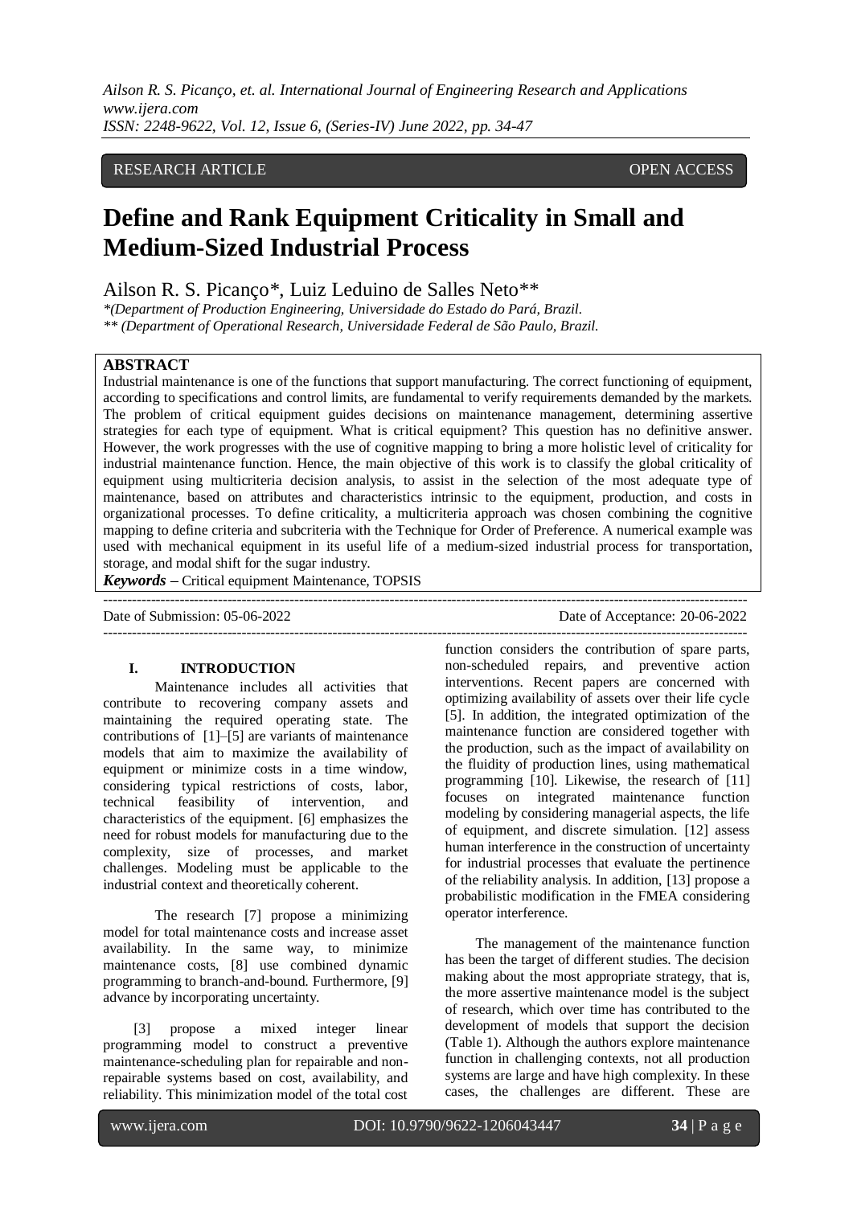RESEARCH ARTICLE OPEN ACCESS

# Define and Rank Equipment Criticality in Small and Medium-Sized Industrial Process

Ailson R. S. Picanço*, Luiz Leduino de Salles Neto**

*(Department of Production Engineering, Universidade do Estado do Pará, Brazil.
** (Department of Operational Research, Universidade Federal de São Paulo, Brazil.

## ABSTRACT

Industrial maintenance is one of the functions that support manufacturing. The correct functioning of equipment, according to specifications and control limits, are fundamental to verify requirements demanded by the markets. The problem of critical equipment guides decisions on maintenance management, determining assertive strategies for each type of equipment. What is critical equipment? This question has no definitive answer. However, the work progresses with the use of cognitive mapping to bring a more holistic level of criticality for industrial maintenance function. Hence, the main objective of this work is to classify the global criticality of equipment using multicriteria decision analysis, to assist in the selection of the most adequate type of maintenance, based on attributes and characteristics intrinsic to the equipment, production, and costs in organizational processes. To define criticality, a multicriteria approach was chosen combining the cognitive mapping to define criteria and subcriteria with the Technique for Order of Preference. A numerical example was used with mechanical equipment in its useful life of a medium-sized industrial process for transportation, storage, and modal shift for the sugar industry.

***Keywords*** **–** Critical equipment Maintenance, TOPSIS

Date of Submission: 05-06-2022 Date of Acceptance: 20-06-2022

## I. INTRODUCTION

Maintenance includes all activities that contribute to recovering company assets and maintaining the required operating state. The contributions of [1]–[5] are variants of maintenance models that aim to maximize the availability of equipment or minimize costs in a time window, considering typical restrictions of costs, labor, technical feasibility of intervention, and characteristics of the equipment. [6] emphasizes the need for robust models for manufacturing due to the complexity, size of processes, and market challenges. Modeling must be applicable to the industrial context and theoretically coherent.

The research [7] propose a minimizing model for total maintenance costs and increase asset availability. In the same way, to minimize maintenance costs, [8] use combined dynamic programming to branch-and-bound. Furthermore, [9] advance by incorporating uncertainty.

[3] propose a mixed integer linear programming model to construct a preventive maintenance-scheduling plan for repairable and non-repairable systems based on cost, availability, and reliability. This minimization model of the total cost function considers the contribution of spare parts, non-scheduled repairs, and preventive action interventions. Recent papers are concerned with optimizing availability of assets over their life cycle [5]. In addition, the integrated optimization of the maintenance function are considered together with the production, such as the impact of availability on the fluidity of production lines, using mathematical programming [10]. Likewise, the research of [11] focuses on integrated maintenance function modeling by considering managerial aspects, the life of equipment, and discrete simulation. [12] assess human interference in the construction of uncertainty for industrial processes that evaluate the pertinence of the reliability analysis. In addition, [13] propose a probabilistic modification in the FMEA considering operator interference.

The management of the maintenance function has been the target of different studies. The decision making about the most appropriate strategy, that is, the more assertive maintenance model is the subject of research, which over time has contributed to the development of models that support the decision (Table 1). Although the authors explore maintenance function in challenging contexts, not all production systems are large and have high complexity. In these cases, the challenges are different. These are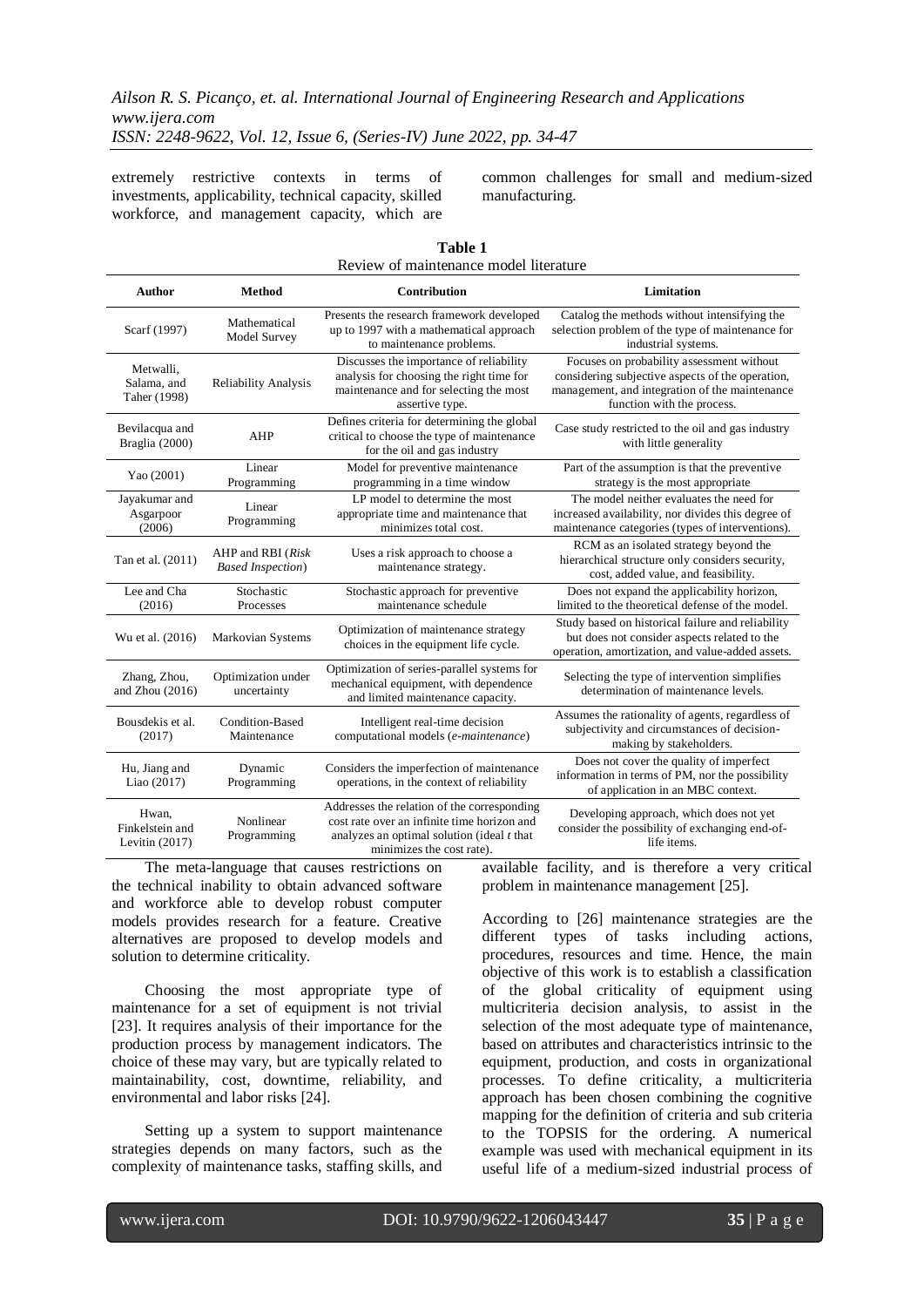extremely restrictive contexts in terms of investments, applicability, technical capacity, skilled workforce, and management capacity, which are common challenges for small and medium-sized manufacturing.

**Table 1**
Review of maintenance model literature

| Author | Method | Contribution | Limitation |
|---|---|---|---|
| Scarf (1997) | Mathematical Model Survey | Presents the research framework developed up to 1997 with a mathematical approach to maintenance problems. | Catalog the methods without intensifying the selection problem of the type of maintenance for industrial systems. |
| Metwalli, Salama, and Taher (1998) | Reliability Analysis | Discusses the importance of reliability analysis for choosing the right time for maintenance and for selecting the most assertive type. | Focuses on probability assessment without considering subjective aspects of the operation, management, and integration of the maintenance function with the process. |
| Bevilacqua and Braglia (2000) | AHP | Defines criteria for determining the global critical to choose the type of maintenance for the oil and gas industry | Case study restricted to the oil and gas industry with little generality |
| Yao (2001) | Linear Programming | Model for preventive maintenance programming in a time window | Part of the assumption is that the preventive strategy is the most appropriate |
| Jayakumar and Asgarpoor (2006) | Linear Programming | LP model to determine the most appropriate time and maintenance that minimizes total cost. | The model neither evaluates the need for increased availability, nor divides this degree of maintenance categories (types of interventions). |
| Tan et al. (2011) | AHP and RBI (*Risk Based Inspection*) | Uses a risk approach to choose a maintenance strategy. | RCM as an isolated strategy beyond the hierarchical structure only considers security, cost, added value, and feasibility. |
| Lee and Cha (2016) | Stochastic Processes | Stochastic approach for preventive maintenance schedule | Does not expand the applicability horizon, limited to the theoretical defense of the model. |
| Wu et al. (2016) | Markovian Systems | Optimization of maintenance strategy choices in the equipment life cycle. | Study based on historical failure and reliability but does not consider aspects related to the operation, amortization, and value-added assets. |
| Zhang, Zhou, and Zhou (2016) | Optimization under uncertainty | Optimization of series-parallel systems for mechanical equipment, with dependence and limited maintenance capacity. | Selecting the type of intervention simplifies determination of maintenance levels. |
| Bousdekis et al. (2017) | Condition-Based Maintenance | Intelligent real-time decision computational models (*e-maintenance*) | Assumes the rationality of agents, regardless of subjectivity and circumstances of decision-making by stakeholders. |
| Hu, Jiang and Liao (2017) | Dynamic Programming | Considers the imperfection of maintenance operations, in the context of reliability | Does not cover the quality of imperfect information in terms of PM, nor the possibility of application in an MBC context. |
| Hwan, Finkelstein and Levitin (2017) | Nonlinear Programming | Addresses the relation of the corresponding cost rate over an infinite time horizon and analyzes an optimal solution (ideal *t* that minimizes the cost rate). | Developing approach, which does not yet consider the possibility of exchanging end-of-life items. |

The meta-language that causes restrictions on the technical inability to obtain advanced software and workforce able to develop robust computer models provides research for a feature. Creative alternatives are proposed to develop models and solution to determine criticality.

Choosing the most appropriate type of maintenance for a set of equipment is not trivial [23]. It requires analysis of their importance for the production process by management indicators. The choice of these may vary, but are typically related to maintainability, cost, downtime, reliability, and environmental and labor risks [24].

Setting up a system to support maintenance strategies depends on many factors, such as the complexity of maintenance tasks, staffing skills, and available facility, and is therefore a very critical problem in maintenance management [25].

According to [26] maintenance strategies are the different types of tasks including actions, procedures, resources and time. Hence, the main objective of this work is to establish a classification of the global criticality of equipment using multicriteria decision analysis, to assist in the selection of the most adequate type of maintenance, based on attributes and characteristics intrinsic to the equipment, production, and costs in organizational processes. To define criticality, a multicriteria approach has been chosen combining the cognitive mapping for the definition of criteria and sub criteria to the TOPSIS for the ordering. A numerical example was used with mechanical equipment in its useful life of a medium-sized industrial process of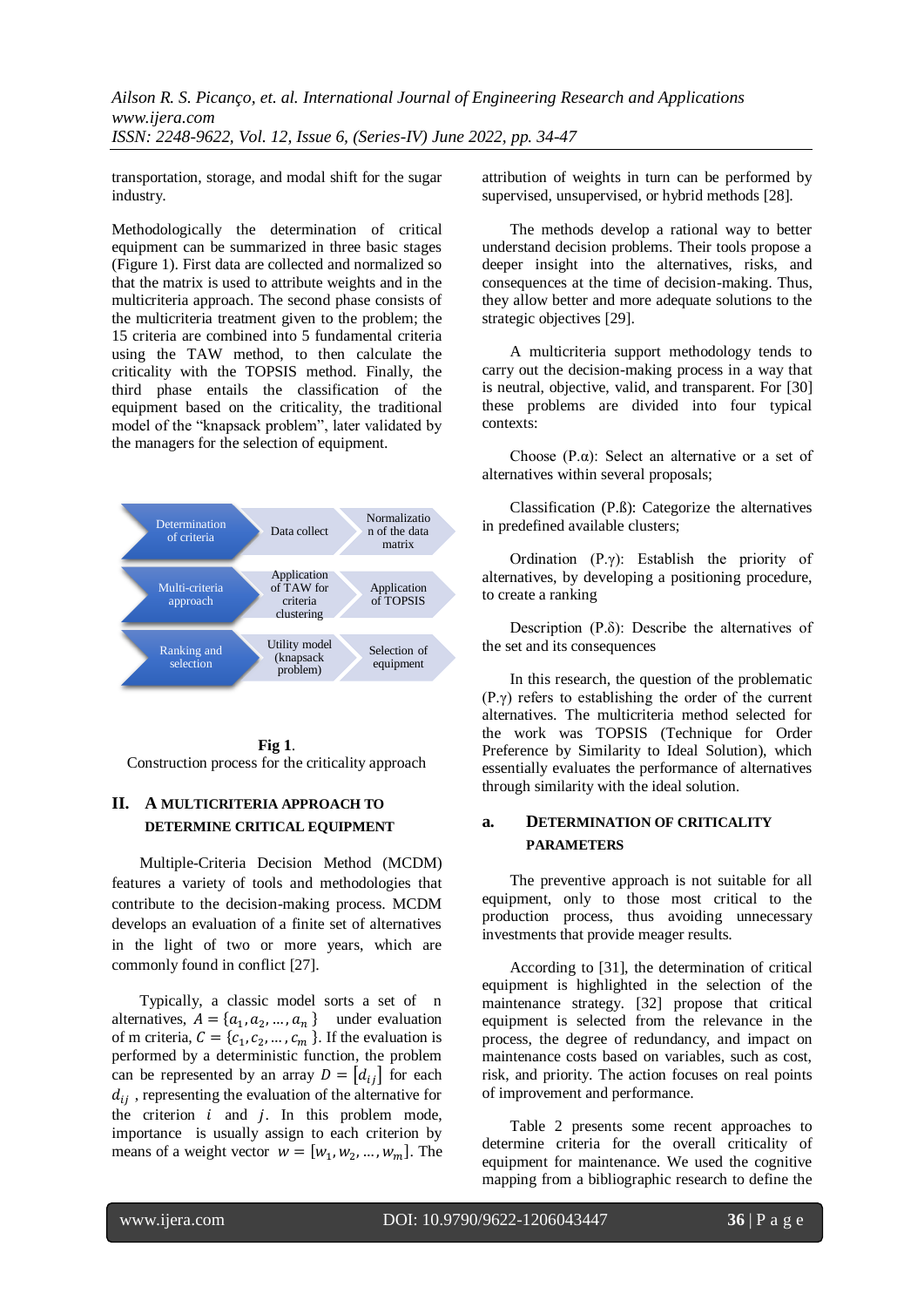transportation, storage, and modal shift for the sugar industry.

Methodologically the determination of critical equipment can be summarized in three basic stages (Figure 1). First data are collected and normalized so that the matrix is used to attribute weights and in the multicriteria approach. The second phase consists of the multicriteria treatment given to the problem; the 15 criteria are combined into 5 fundamental criteria using the TAW method, to then calculate the criticality with the TOPSIS method. Finally, the third phase entails the classification of the equipment based on the criticality, the traditional model of the "knapsack problem", later validated by the managers for the selection of equipment.

| Determination of criteria | Data collect | Normalization of the data matrix |
|---|---|---|
| Multi-criteria approach | Application of TAW for criteria clustering | Application of TOPSIS |
| Ranking and selection | Utility model (knapsack problem) | Selection of equipment |

**Fig 1**.
Construction process for the criticality approach

## II. A MULTICRITERIA APPROACH TO DETERMINE CRITICAL EQUIPMENT

Multiple-Criteria Decision Method (MCDM) features a variety of tools and methodologies that contribute to the decision-making process. MCDM develops an evaluation of a finite set of alternatives in the light of two or more years, which are commonly found in conflict [27].

Typically, a classic model sorts a set of n alternatives, $A = \{a_1, a_2, \ldots, a_n\}$ under evaluation of m criteria, $C = \{c_1, c_2, \ldots, c_m\}$. If the evaluation is performed by a deterministic function, the problem can be represented by an array $D = [d_{ij}]$ for each $d_{ij}$, representing the evaluation of the alternative for the criterion $i$ and $j$. In this problem mode, importance is usually assign to each criterion by means of a weight vector $w = [w_1, w_2, \ldots, w_m]$. The attribution of weights in turn can be performed by supervised, unsupervised, or hybrid methods [28].

The methods develop a rational way to better understand decision problems. Their tools propose a deeper insight into the alternatives, risks, and consequences at the time of decision-making. Thus, they allow better and more adequate solutions to the strategic objectives [29].

A multicriteria support methodology tends to carry out the decision-making process in a way that is neutral, objective, valid, and transparent. For [30] these problems are divided into four typical contexts:

Choose (P.α): Select an alternative or a set of alternatives within several proposals;

Classification (P.ß): Categorize the alternatives in predefined available clusters;

Ordination (P.γ): Establish the priority of alternatives, by developing a positioning procedure, to create a ranking

Description (P.δ): Describe the alternatives of the set and its consequences

In this research, the question of the problematic (P.γ) refers to establishing the order of the current alternatives. The multicriteria method selected for the work was TOPSIS (Technique for Order Preference by Similarity to Ideal Solution), which essentially evaluates the performance of alternatives through similarity with the ideal solution.

### a. DETERMINATION OF CRITICALITY PARAMETERS

The preventive approach is not suitable for all equipment, only to those most critical to the production process, thus avoiding unnecessary investments that provide meager results.

According to [31], the determination of critical equipment is highlighted in the selection of the maintenance strategy. [32] propose that critical equipment is selected from the relevance in the process, the degree of redundancy, and impact on maintenance costs based on variables, such as cost, risk, and priority. The action focuses on real points of improvement and performance.

Table 2 presents some recent approaches to determine criteria for the overall criticality of equipment for maintenance. We used the cognitive mapping from a bibliographic research to define the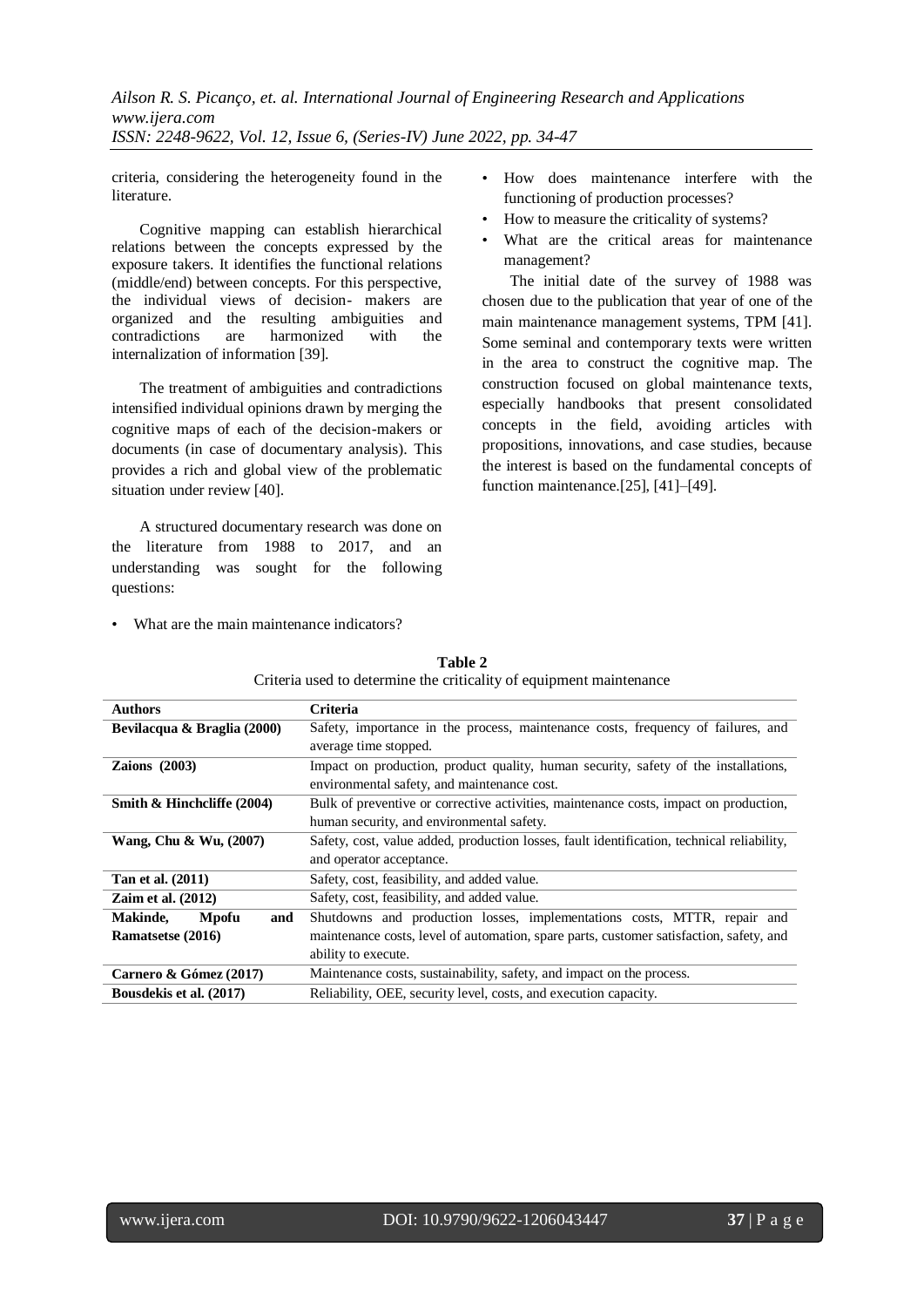criteria, considering the heterogeneity found in the literature.

Cognitive mapping can establish hierarchical relations between the concepts expressed by the exposure takers. It identifies the functional relations (middle/end) between concepts. For this perspective, the individual views of decision- makers are organized and the resulting ambiguities and contradictions are harmonized with the internalization of information [39].

The treatment of ambiguities and contradictions intensified individual opinions drawn by merging the cognitive maps of each of the decision-makers or documents (in case of documentary analysis). This provides a rich and global view of the problematic situation under review [40].

A structured documentary research was done on the literature from 1988 to 2017, and an understanding was sought for the following questions:

- What are the main maintenance indicators?
- How does maintenance interfere with the functioning of production processes?
- How to measure the criticality of systems?
- What are the critical areas for maintenance management?

The initial date of the survey of 1988 was chosen due to the publication that year of one of the main maintenance management systems, TPM [41]. Some seminal and contemporary texts were written in the area to construct the cognitive map. The construction focused on global maintenance texts, especially handbooks that present consolidated concepts in the field, avoiding articles with propositions, innovations, and case studies, because the interest is based on the fundamental concepts of function maintenance.[25], [41]–[49].

**Table 2**
Criteria used to determine the criticality of equipment maintenance

| Authors | Criteria |
|---|---|
| **Bevilacqua & Braglia (2000)** | Safety, importance in the process, maintenance costs, frequency of failures, and average time stopped. |
| **Zaions (2003)** | Impact on production, product quality, human security, safety of the installations, environmental safety, and maintenance cost. |
| **Smith & Hinchcliffe (2004)** | Bulk of preventive or corrective activities, maintenance costs, impact on production, human security, and environmental safety. |
| **Wang, Chu & Wu, (2007)** | Safety, cost, value added, production losses, fault identification, technical reliability, and operator acceptance. |
| **Tan et al. (2011)** | Safety, cost, feasibility, and added value. |
| **Zaim et al. (2012)** | Safety, cost, feasibility, and added value. |
| **Makinde, Mpofu and Ramatsetse (2016)** | Shutdowns and production losses, implementations costs, MTTR, repair and maintenance costs, level of automation, spare parts, customer satisfaction, safety, and ability to execute. |
| **Carnero & Gómez (2017)** | Maintenance costs, sustainability, safety, and impact on the process. |
| **Bousdekis et al. (2017)** | Reliability, OEE, security level, costs, and execution capacity. |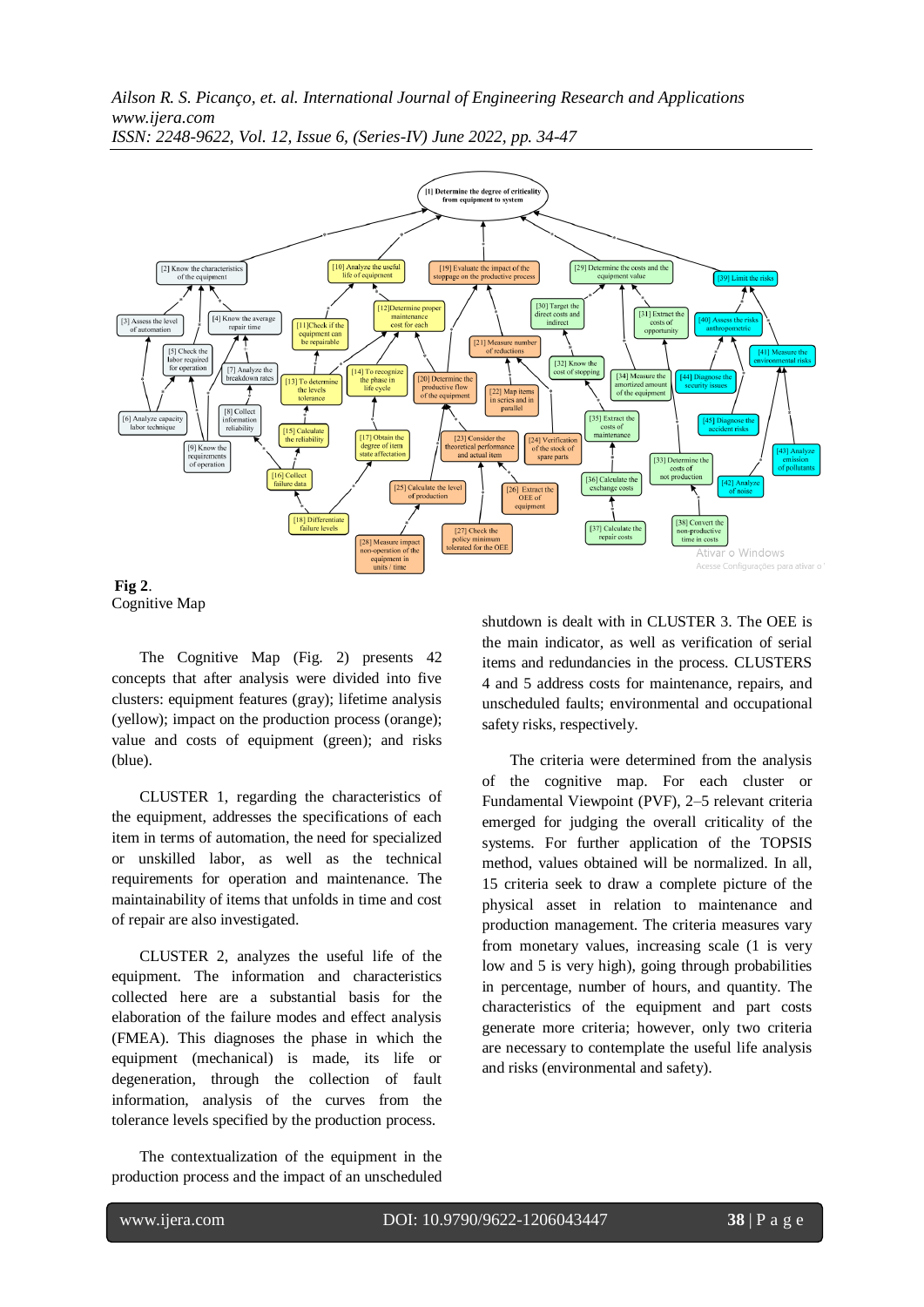**Fig 2**.
Cognitive Map

The Cognitive Map (Fig. 2) presents 42 concepts that after analysis were divided into five clusters: equipment features (gray); lifetime analysis (yellow); impact on the production process (orange); value and costs of equipment (green); and risks (blue).

CLUSTER 1, regarding the characteristics of the equipment, addresses the specifications of each item in terms of automation, the need for specialized or unskilled labor, as well as the technical requirements for operation and maintenance. The maintainability of items that unfolds in time and cost of repair are also investigated.

CLUSTER 2, analyzes the useful life of the equipment. The information and characteristics collected here are a substantial basis for the elaboration of the failure modes and effect analysis (FMEA). This diagnoses the phase in which the equipment (mechanical) is made, its life or degeneration, through the collection of fault information, analysis of the curves from the tolerance levels specified by the production process.

The contextualization of the equipment in the production process and the impact of an unscheduled shutdown is dealt with in CLUSTER 3. The OEE is the main indicator, as well as verification of serial items and redundancies in the process. CLUSTERS 4 and 5 address costs for maintenance, repairs, and unscheduled faults; environmental and occupational safety risks, respectively.

The criteria were determined from the analysis of the cognitive map. For each cluster or Fundamental Viewpoint (PVF), 2–5 relevant criteria emerged for judging the overall criticality of the systems. For further application of the TOPSIS method, values obtained will be normalized. In all, 15 criteria seek to draw a complete picture of the physical asset in relation to maintenance and production management. The criteria measures vary from monetary values, increasing scale (1 is very low and 5 is very high), going through probabilities in percentage, number of hours, and quantity. The characteristics of the equipment and part costs generate more criteria; however, only two criteria are necessary to contemplate the useful life analysis and risks (environmental and safety).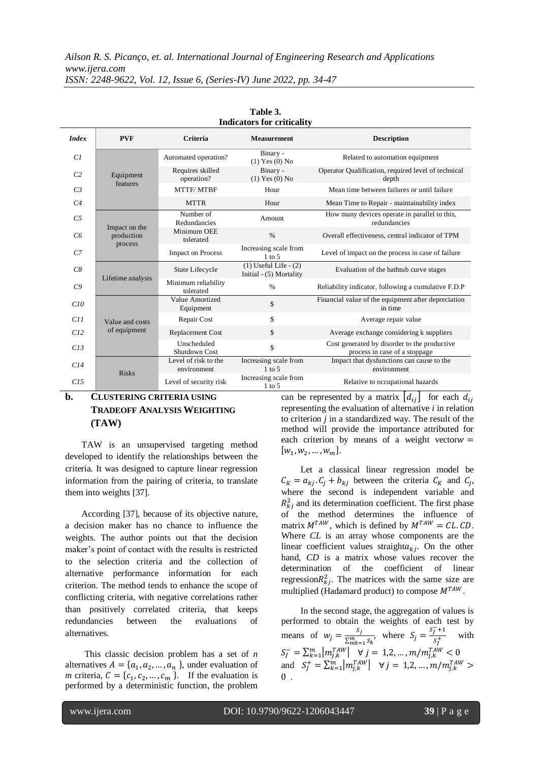**Table 3.**
**Indicators for criticality**

| *Index* | PVF | Criteria | Measurement | Description |
|---|---|---|---|---|
| *C1* | Equipment features | Automated operation? | Binary - (1) Yes (0) No | Related to automation equipment |
| *C2* | | Requires skilled operation? | Binary - (1) Yes (0) No | Operator Qualification, required level of technical depth |
| *C3* | | MTTF/ MTBF | Hour | Mean time between failures or until failure |
| *C4* | | MTTR | Hour | Mean Time to Repair - maintainability index |
| *C5* | Impact on the production process | Number of Redundancies | Amount | How many devices operate in parallel to this, redundancies |
| *C6* | | Minimum OEE tolerated | % | Overall effectiveness, central indicator of TPM |
| *C7* | | Impact on Process | Increasing scale from 1 to 5 | Level of impact on the process in case of failure |
| *C8* | Lifetime analysis | State Lifecycle | (1) Useful Life - (2) Initial - (5) Mortality | Evaluation of the bathtub curve stages |
| *C9* | | Minimum reliability tolerated | % | Reliability indicator, following a cumulative F.D.P |
| *C10* | Value and costs of equipment | Value Amortized Equipment | $ | Financial value of the equipment after depreciation in time |
| *C11* | | Repair Cost | $ | Average repair value |
| *C12* | | Replacement Cost | $ | Average exchange considering k suppliers |
| *C13* | | Unscheduled Shutdown Cost | $ | Cost generated by disorder to the productive process in case of a stoppage |
| *C14* | Risks | Level of risk to the environment | Increasing scale from 1 to 5 | Impact that dysfunctions can cause to the environment |
| *C15* | | Level of security risk | Increasing scale from 1 to 5 | Relative to occupational hazards |

### b. CLUSTERING CRITERIA USING TRADEOFF ANALYSIS WEIGHTING (TAW)

TAW is an unsupervised targeting method developed to identify the relationships between the criteria. It was designed to capture linear regression information from the pairing of criteria, to translate them into weights [37].

According [37], because of its objective nature, a decision maker has no chance to influence the weights. The author points out that the decision maker's point of contact with the results is restricted to the selection criteria and the collection of alternative performance information for each criterion. The method tends to enhance the scope of conflicting criteria, with negative correlations rather than positively correlated criteria, that keeps redundancies between the evaluations of alternatives.

This classic decision problem has a set of *n* alternatives $A = \{a_1, a_2, \ldots, a_n\}$, under evaluation of *m* criteria, $C = \{c_1, c_2, \ldots, c_m\}$. If the evaluation is performed by a deterministic function, the problem can be represented by a matrix $[d_{ij}]$ for each $d_{ij}$ representing the evaluation of alternative *i* in relation to criterion *j* in a standardized way. The result of the method will provide the importance attributed for each criterion by means of a weight vector $w = [w_1, w_2, \ldots, w_m]$.

Let a classical linear regression model be $C_K = a_{kj}.C_j + b_{kj}$ between the criteria $C_K$ and $C_j$, where the second is independent variable and $R^2_{kj}$ and its determination coefficient. The first phase of the method determines the influence of matrix $M^{TAW}$, which is defined by $M^{TAW} = CL.CD$. Where *CL* is an array whose components are the linear coefficient values straight $a_{kj}$. On the other hand, *CD* is a matrix whose values recover the determination of the coefficient of linear regression $R^2_{kj}$. The matrices with the same size are multiplied (Hadamard product) to compose $M^{TAW}$.

In the second stage, the aggregation of values is performed to obtain the weights of each test by means of $w_j = \frac{S_j}{\sum_{mk=1}^{m} S_k}$, where $S_j = \frac{S_J^- + 1}{S_J^+}$ with $S_J^- = \sum_{k=1}^{m} |m_{j,k}^{TAW}| \quad \forall\, j = 1,2,\ldots,m / m_{j,k}^{TAW} < 0$ and $S_J^+ = \sum_{k=1}^{m} |m_{j,k}^{TAW}| \quad \forall\, j = 1,2,\ldots,m / m_{j,k}^{TAW} > 0$ .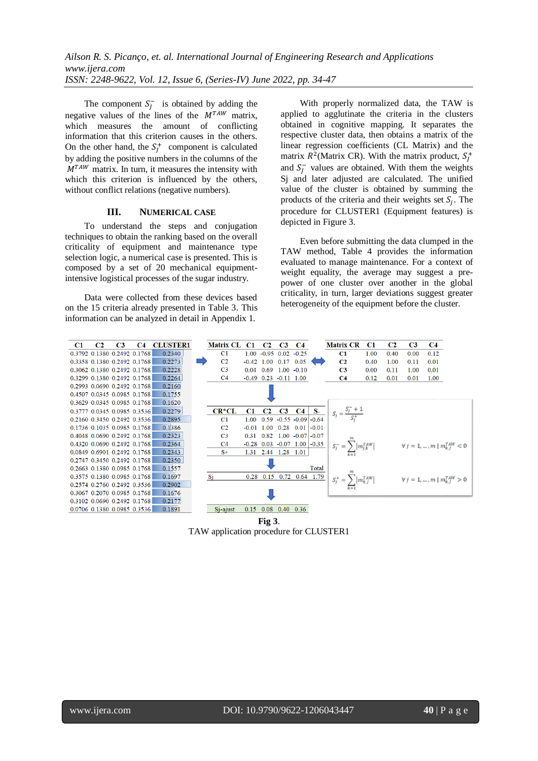The component $S_j^-$ is obtained by adding the negative values of the lines of the $M^{TAW}$ matrix, which measures the amount of conflicting information that this criterion causes in the others. On the other hand, the $S_j^+$ component is calculated by adding the positive numbers in the columns of the $M^{TAW}$ matrix. In turn, it measures the intensity with which this criterion is influenced by the others, without conflict relations (negative numbers).

## III. NUMERICAL CASE

To understand the steps and conjugation techniques to obtain the ranking based on the overall criticality of equipment and maintenance type selection logic, a numerical case is presented. This is composed by a set of 20 mechanical equipment-intensive logistical processes of the sugar industry.

Data were collected from these devices based on the 15 criteria already presented in Table 3. This information can be analyzed in detail in Appendix 1.

With properly normalized data, the TAW is applied to agglutinate the criteria in the clusters obtained in cognitive mapping. It separates the respective cluster data, then obtains a matrix of the linear regression coefficients (CL Matrix) and the matrix $R^2$(Matrix CR). With the matrix product, $S_j^+$ and $S_j^-$ values are obtained. With them the weights Sj and later adjusted are calculated. The unified value of the cluster is obtained by summing the products of the criteria and their weights set $S_j$. The procedure for CLUSTER1 (Equipment features) is depicted in Figure 3.

Even before submitting the data clumped in the TAW method, Table 4 provides the information evaluated to manage maintenance. For a context of weight equality, the average may suggest a pre-power of one cluster over another in the global criticality, in turn, larger deviations suggest greater heterogeneity of the equipment before the cluster.

| C1 | C2 | C3 | C4 | CLUSTER1 |
|---|---|---|---|---|
| 0.3792 | 0.1380 | 0.2492 | 0.1768 | 0.2340 |
| 0.3358 | 0.1380 | 0.2492 | 0.1768 | 0.2273 |
| 0.3062 | 0.1380 | 0.2492 | 0.1768 | 0.2228 |
| 0.3299 | 0.1380 | 0.2492 | 0.1768 | 0.2264 |
| 0.2993 | 0.0690 | 0.2492 | 0.1768 | 0.2160 |
| 0.4507 | 0.0345 | 0.0985 | 0.1768 | 0.1755 |
| 0.3629 | 0.0345 | 0.0985 | 0.1768 | 0.1620 |
| 0.3777 | 0.0345 | 0.0985 | 0.3536 | 0.2279 |
| 0.2160 | 0.3450 | 0.2492 | 0.3536 | 0.2895 |
| 0.1736 | 0.1035 | 0.0985 | 0.1768 | 0.1386 |
| 0.4048 | 0.0690 | 0.2492 | 0.1768 | 0.2323 |
| 0.4320 | 0.0690 | 0.2492 | 0.1768 | 0.2364 |
| 0.0849 | 0.6901 | 0.2492 | 0.1768 | 0.2343 |
| 0.2747 | 0.3450 | 0.2492 | 0.1768 | 0.2350 |
| 0.2663 | 0.1380 | 0.0985 | 0.1768 | 0.1557 |
| 0.3575 | 0.1380 | 0.0985 | 0.1768 | 0.1697 |
| 0.2574 | 0.2760 | 0.2492 | 0.3536 | 0.2902 |
| 0.3067 | 0.2070 | 0.0985 | 0.1768 | 0.1676 |
| 0.3102 | 0.0690 | 0.2492 | 0.1768 | 0.2177 |
| 0.0706 | 0.1380 | 0.0985 | 0.3536 | 0.1891 |

| Matrix CL | C1 | C2 | C3 | C4 |
|---|---|---|---|---|
| C1 | 1.00 | -0.95 | 0.02 | -0.25 |
| C2 | -0.42 | 1.00 | 0.17 | 0.05 |
| C3 | 0.04 | 0.69 | 1.00 | -0.10 |
| C4 | -0.49 | 0.23 | -0.11 | 1.00 |

| Matrix CR | C1 | C2 | C3 | C4 |
|---|---|---|---|---|
| C1 | 1.00 | 0.40 | 0.00 | 0.12 |
| C2 | 0.40 | 1.00 | 0.11 | 0.01 |
| C3 | 0.00 | 0.11 | 1.00 | 0.01 |
| C4 | 0.12 | 0.01 | 0.01 | 1.00 |

| CR*CL | C1 | C2 | C3 | C4 | S- |
|---|---|---|---|---|---|
| C1 | 1.00 | 0.59 | -0.55 | -0.09 | -0.64 |
| C2 | -0.01 | 1.00 | 0.28 | 0.01 | -0.01 |
| C3 | 0.31 | 0.82 | 1.00 | -0.07 | -0.07 |
| C4 | -0.28 | 0.03 | -0.07 | 1.00 | -0.35 |
| S+ | 1.31 | 2.44 | 1.28 | 1.01 | |

| | C1 | C2 | C3 | C4 | Total |
|---|---|---|---|---|---|
| Sj | 0.28 | 0.15 | 0.72 | 0.64 | 1.79 |
| Sj-ajust | 0.15 | 0.08 | 0.40 | 0.36 | |

$$S_j = \frac{S_j^- + 1}{S_j^+}$$

$$S_j^- = \sum_{k=1}^{m} \left| m_{j,k}^{TAW} \right| \quad \forall j = 1, \ldots, m \mid m_{k,j}^{TAW} < 0$$

$$S_j^+ = \sum_{k=1}^{m} \left| m_{k,j}^{TAW} \right| \quad \forall j = 1, \ldots, m \mid m_{k,j}^{TAW} > 0$$

**Fig 3**.
TAW application procedure for CLUSTER1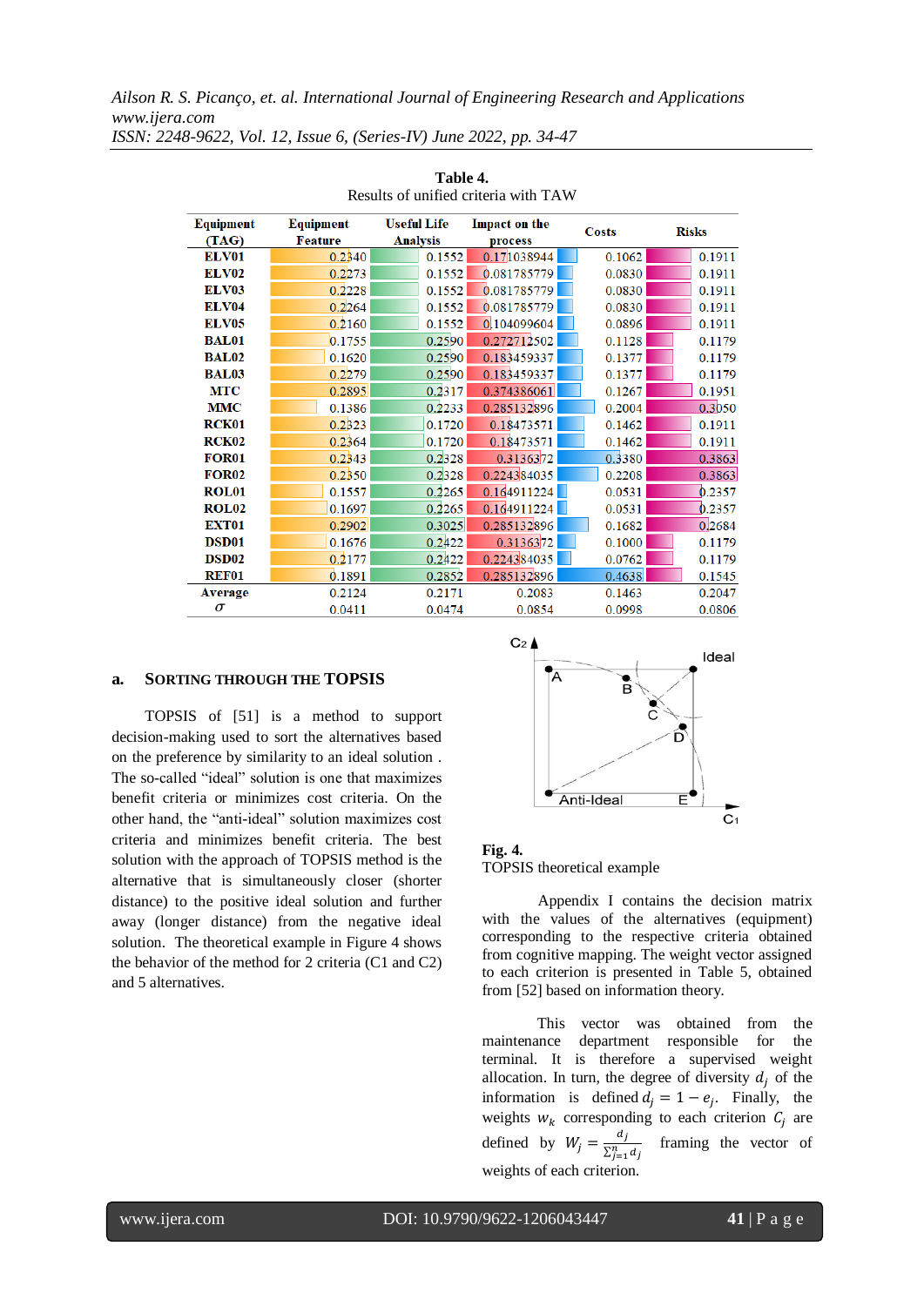**Table 4.**
Results of unified criteria with TAW

| Equipment (TAG) | Equipment Feature | Useful Life Analysis | Impact on the process | Costs | Risks |
|---|---|---|---|---|---|
| ELV01 | 0.2340 | 0.1552 | 0.171038944 | 0.1062 | 0.1911 |
| ELV02 | 0.2273 | 0.1552 | 0.081785779 | 0.0830 | 0.1911 |
| ELV03 | 0.2228 | 0.1552 | 0.081785779 | 0.0830 | 0.1911 |
| ELV04 | 0.2264 | 0.1552 | 0.081785779 | 0.0830 | 0.1911 |
| ELV05 | 0.2160 | 0.1552 | 0.104099604 | 0.0896 | 0.1911 |
| BAL01 | 0.1755 | 0.2590 | 0.272712502 | 0.1128 | 0.1179 |
| BAL02 | 0.1620 | 0.2590 | 0.183459337 | 0.1377 | 0.1179 |
| BAL03 | 0.2279 | 0.2590 | 0.183459337 | 0.1377 | 0.1179 |
| MTC | 0.2895 | 0.2317 | 0.374386061 | 0.1267 | 0.1951 |
| MMC | 0.1386 | 0.2233 | 0.285132896 | 0.2004 | 0.3050 |
| RCK01 | 0.2323 | 0.1720 | 0.18473571 | 0.1462 | 0.1911 |
| RCK02 | 0.2364 | 0.1720 | 0.18473571 | 0.1462 | 0.1911 |
| FOR01 | 0.2343 | 0.2328 | 0.31363372 | 0.3380 | 0.3863 |
| FOR02 | 0.2350 | 0.2328 | 0.224384035 | 0.2208 | 0.3863 |
| ROL01 | 0.1557 | 0.2265 | 0.164911224 | 0.0531 | 0.2357 |
| ROL02 | 0.1697 | 0.2265 | 0.164911224 | 0.0531 | 0.2357 |
| EXT01 | 0.2902 | 0.3025 | 0.285132896 | 0.1682 | 0.2684 |
| DSD01 | 0.1676 | 0.2422 | 0.31363372 | 0.1000 | 0.1179 |
| DSD02 | 0.2177 | 0.2422 | 0.224384035 | 0.0762 | 0.1179 |
| REF01 | 0.1891 | 0.2852 | 0.285132896 | 0.4638 | 0.1545 |
| Average | 0.2124 | 0.2171 | 0.2083 | 0.1463 | 0.2047 |
| $\sigma$ | 0.0411 | 0.0474 | 0.0854 | 0.0998 | 0.0806 |

### a. SORTING THROUGH THE TOPSIS

TOPSIS of [51] is a method to support decision-making used to sort the alternatives based on the preference by similarity to an ideal solution . The so-called "ideal" solution is one that maximizes benefit criteria or minimizes cost criteria. On the other hand, the "anti-ideal" solution maximizes cost criteria and minimizes benefit criteria. The best solution with the approach of TOPSIS method is the alternative that is simultaneously closer (shorter distance) to the positive ideal solution and further away (longer distance) from the negative ideal solution. The theoretical example in Figure 4 shows the behavior of the method for 2 criteria (C1 and C2) and 5 alternatives.

**Fig. 4.**
TOPSIS theoretical example

Appendix I contains the decision matrix with the values of the alternatives (equipment) corresponding to the respective criteria obtained from cognitive mapping. The weight vector assigned to each criterion is presented in Table 5, obtained from [52] based on information theory.

This vector was obtained from the maintenance department responsible for the terminal. It is therefore a supervised weight allocation. In turn, the degree of diversity $d_j$ of the information is defined $d_j = 1 - e_j$. Finally, the weights $w_k$ corresponding to each criterion $C_j$ are defined by $W_j = \frac{d_j}{\sum_{j=1}^{n} d_j}$ framing the vector of weights of each criterion.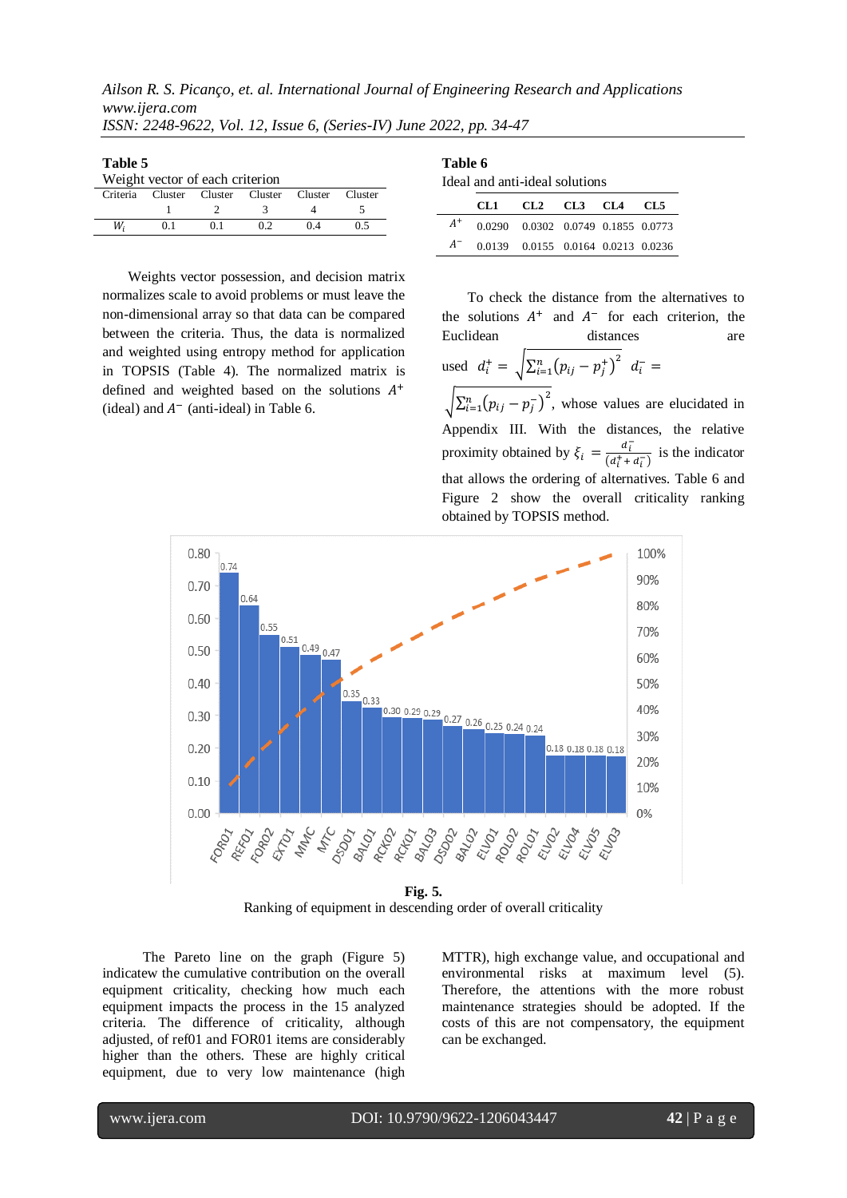**Table 5**

Weight vector of each criterion

| Criteria | Cluster 1 | Cluster 2 | Cluster 3 | Cluster 4 | Cluster 5 |
|---|---|---|---|---|---|
| $W_i$ | 0.1 | 0.1 | 0.2 | 0.4 | 0.5 |

Weights vector possession, and decision matrix normalizes scale to avoid problems or must leave the non-dimensional array so that data can be compared between the criteria. Thus, the data is normalized and weighted using entropy method for application in TOPSIS (Table 4). The normalized matrix is defined and weighted based on the solutions $A^+$ (ideal) and $A^-$ (anti-ideal) in Table 6.

**Table 6**

Ideal and anti-ideal solutions

| | CL1 | CL2 | CL3 | CL4 | CL5 |
|---|---|---|---|---|---|
| $A^+$ | 0.0290 | 0.0302 | 0.0749 | 0.1855 | 0.0773 |
| $A^-$ | 0.0139 | 0.0155 | 0.0164 | 0.0213 | 0.0236 |

To check the distance from the alternatives to the solutions $A^+$ and $A^-$ for each criterion, the Euclidean distances are used $d_i^+ = \sqrt{\sum_{i=1}^{n}\left(p_{ij} - p_j^+\right)^2}$ $d_i^- = \sqrt{\sum_{i=1}^{n}\left(p_{ij} - p_j^-\right)^2}$, whose values are elucidated in Appendix III. With the distances, the relative proximity obtained by $\xi_i = \frac{d_i^-}{(d_i^+ + d_i^-)}$ is the indicator that allows the ordering of alternatives. Table 6 and Figure 2 show the overall criticality ranking obtained by TOPSIS method.

**Fig. 5.**

Ranking of equipment in descending order of overall criticality

The Pareto line on the graph (Figure 5) indicatew the cumulative contribution on the overall equipment criticality, checking how much each equipment impacts the process in the 15 analyzed criteria. The difference of criticality, although adjusted, of ref01 and FOR01 items are considerably higher than the others. These are highly critical equipment, due to very low maintenance (high MTTR), high exchange value, and occupational and environmental risks at maximum level (5). Therefore, the attentions with the more robust maintenance strategies should be adopted. If the costs of this are not compensatory, the equipment can be exchanged.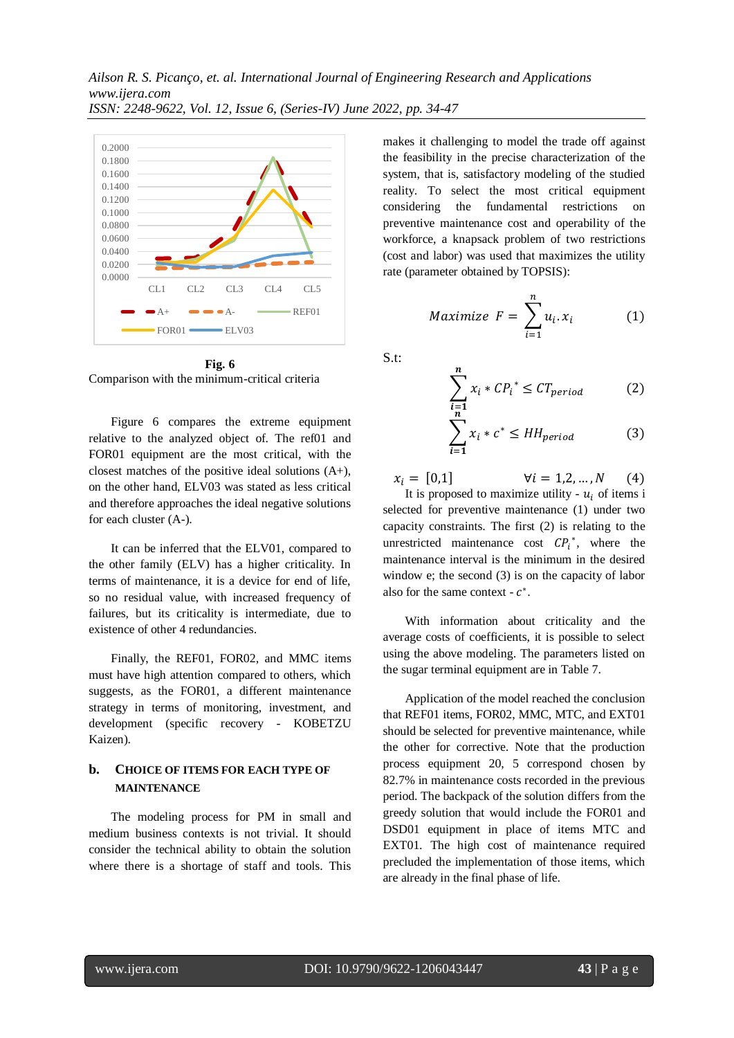**Fig. 6**
Comparison with the minimum-critical criteria

Figure 6 compares the extreme equipment relative to the analyzed object of. The ref01 and FOR01 equipment are the most critical, with the closest matches of the positive ideal solutions (A+), on the other hand, ELV03 was stated as less critical and therefore approaches the ideal negative solutions for each cluster (A-).

It can be inferred that the ELV01, compared to the other family (ELV) has a higher criticality. In terms of maintenance, it is a device for end of life, so no residual value, with increased frequency of failures, but its criticality is intermediate, due to existence of other 4 redundancies.

Finally, the REF01, FOR02, and MMC items must have high attention compared to others, which suggests, as the FOR01, a different maintenance strategy in terms of monitoring, investment, and development (specific recovery - KOBETZU Kaizen).

## b. CHOICE OF ITEMS FOR EACH TYPE OF MAINTENANCE

The modeling process for PM in small and medium business contexts is not trivial. It should consider the technical ability to obtain the solution where there is a shortage of staff and tools. This makes it challenging to model the trade off against the feasibility in the precise characterization of the system, that is, satisfactory modeling of the studied reality. To select the most critical equipment considering the fundamental restrictions on preventive maintenance cost and operability of the workforce, a knapsack problem of two restrictions (cost and labor) was used that maximizes the utility rate (parameter obtained by TOPSIS):

$$Maximize\ \ F = \sum_{i=1}^{n} u_i . x_i \qquad (1)$$

S.t:

$$\sum_{i=1}^{n} x_i * CP_i^* \leq CT_{period} \qquad (2)$$

$$\sum_{i=1}^{n} x_i * c^* \leq HH_{period} \qquad (3)$$

$$x_i = [0,1] \qquad \forall i = 1,2,\ldots,N \qquad (4)$$

It is proposed to maximize utility - $u_i$ of items i selected for preventive maintenance (1) under two capacity constraints. The first (2) is relating to the unrestricted maintenance cost $CP_i^*$, where the maintenance interval is the minimum in the desired window e; the second (3) is on the capacity of labor also for the same context - $c^*$.

With information about criticality and the average costs of coefficients, it is possible to select using the above modeling. The parameters listed on the sugar terminal equipment are in Table 7.

Application of the model reached the conclusion that REF01 items, FOR02, MMC, MTC, and EXT01 should be selected for preventive maintenance, while the other for corrective. Note that the production process equipment 20, 5 correspond chosen by 82.7% in maintenance costs recorded in the previous period. The backpack of the solution differs from the greedy solution that would include the FOR01 and DSD01 equipment in place of items MTC and EXT01. The high cost of maintenance required precluded the implementation of those items, which are already in the final phase of life.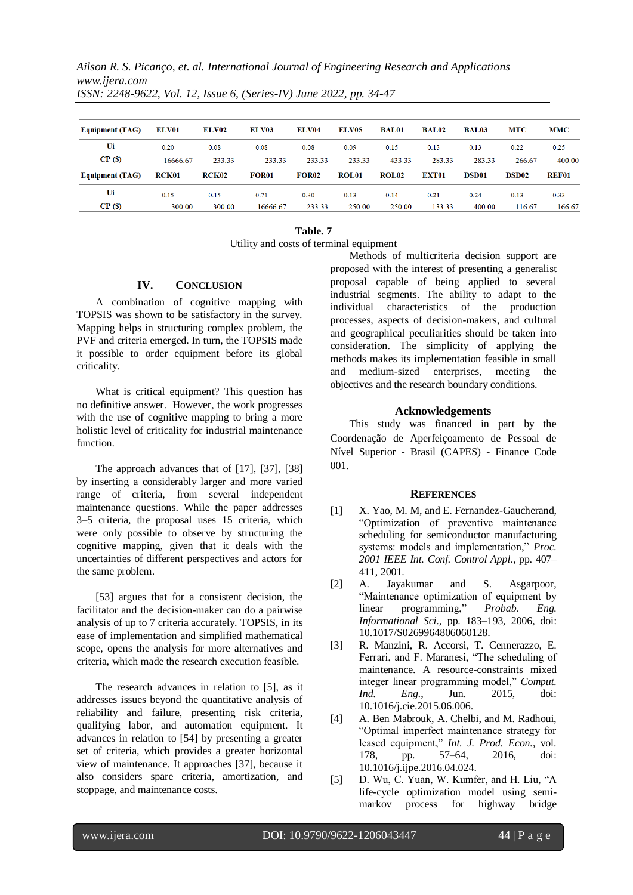| Equipment (TAG) | ELV01 | ELV02 | ELV03 | ELV04 | ELV05 | BAL01 | BAL02 | BAL03 | MTC | MMC |
|---|---|---|---|---|---|---|---|---|---|---|
| Ui | 0.20 | 0.08 | 0.08 | 0.08 | 0.09 | 0.15 | 0.13 | 0.13 | 0.22 | 0.25 |
| CP ($) | 16666.67 | 233.33 | 233.33 | 233.33 | 233.33 | 433.33 | 283.33 | 283.33 | 266.67 | 400.00 |
| **Equipment (TAG)** | **RCK01** | **RCK02** | **FOR01** | **FOR02** | **ROL01** | **ROL02** | **EXT01** | **DSD01** | **DSD02** | **REF01** |
| Ui | 0.15 | 0.15 | 0.71 | 0.30 | 0.13 | 0.14 | 0.21 | 0.24 | 0.13 | 0.33 |
| CP ($) | 300.00 | 300.00 | 16666.67 | 233.33 | 250.00 | 250.00 | 133.33 | 400.00 | 116.67 | 166.67 |

**Table. 7**

Utility and costs of terminal equipment

## IV. Conclusion

A combination of cognitive mapping with TOPSIS was shown to be satisfactory in the survey. Mapping helps in structuring complex problem, the PVF and criteria emerged. In turn, the TOPSIS made it possible to order equipment before its global criticality.

What is critical equipment? This question has no definitive answer. However, the work progresses with the use of cognitive mapping to bring a more holistic level of criticality for industrial maintenance function.

The approach advances that of [17], [37], [38] by inserting a considerably larger and more varied range of criteria, from several independent maintenance questions. While the paper addresses 3–5 criteria, the proposal uses 15 criteria, which were only possible to observe by structuring the cognitive mapping, given that it deals with the uncertainties of different perspectives and actors for the same problem.

[53] argues that for a consistent decision, the facilitator and the decision-maker can do a pairwise analysis of up to 7 criteria accurately. TOPSIS, in its ease of implementation and simplified mathematical scope, opens the analysis for more alternatives and criteria, which made the research execution feasible.

The research advances in relation to [5], as it addresses issues beyond the quantitative analysis of reliability and failure, presenting risk criteria, qualifying labor, and automation equipment. It advances in relation to [54] by presenting a greater set of criteria, which provides a greater horizontal view of maintenance. It approaches [37], because it also considers spare criteria, amortization, and stoppage, and maintenance costs.

Methods of multicriteria decision support are proposed with the interest of presenting a generalist proposal capable of being applied to several industrial segments. The ability to adapt to the individual characteristics of the production processes, aspects of decision-makers, and cultural and geographical peculiarities should be taken into consideration. The simplicity of applying the methods makes its implementation feasible in small and medium-sized enterprises, meeting the objectives and the research boundary conditions.

## Acknowledgements

This study was financed in part by the Coordenação de Aperfeiçoamento de Pessoal de Nível Superior - Brasil (CAPES) - Finance Code 001.

## References

[1] X. Yao, M. M, and E. Fernandez-Gaucherand, "Optimization of preventive maintenance scheduling for semiconductor manufacturing systems: models and implementation," *Proc. 2001 IEEE Int. Conf. Control Appl.*, pp. 407–411, 2001.

[2] A. Jayakumar and S. Asgarpoor, "Maintenance optimization of equipment by linear programming," *Probab. Eng. Informational Sci.*, pp. 183–193, 2006, doi: 10.1017/S0269964806060128.

[3] R. Manzini, R. Accorsi, T. Cennerazzo, E. Ferrari, and F. Maranesi, "The scheduling of maintenance. A resource-constraints mixed integer linear programming model," *Comput. Ind. Eng.*, Jun. 2015, doi: 10.1016/j.cie.2015.06.006.

[4] A. Ben Mabrouk, A. Chelbi, and M. Radhoui, "Optimal imperfect maintenance strategy for leased equipment," *Int. J. Prod. Econ.*, vol. 178, pp. 57–64, 2016, doi: 10.1016/j.ijpe.2016.04.024.

[5] D. Wu, C. Yuan, W. Kumfer, and H. Liu, "A life-cycle optimization model using semi-markov process for highway bridge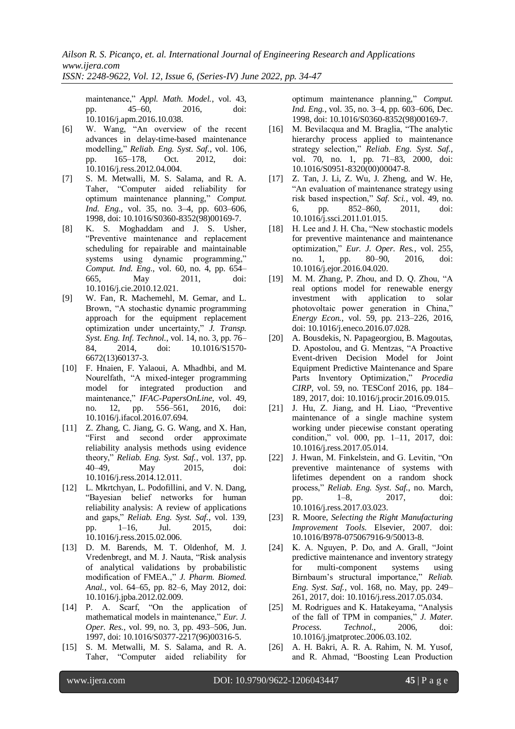maintenance," *Appl. Math. Model.*, vol. 43, pp. 45–60, 2016, doi: 10.1016/j.apm.2016.10.038.

[6] W. Wang, "An overview of the recent advances in delay-time-based maintenance modelling," *Reliab. Eng. Syst. Saf.*, vol. 106, pp. 165–178, Oct. 2012, doi: 10.1016/j.ress.2012.04.004.

[7] S. M. Metwalli, M. S. Salama, and R. A. Taher, "Computer aided reliability for optimum maintenance planning," *Comput. Ind. Eng.*, vol. 35, no. 3–4, pp. 603–606, 1998, doi: 10.1016/S0360-8352(98)00169-7.

[8] K. S. Moghaddam and J. S. Usher, "Preventive maintenance and replacement scheduling for repairable and maintainable systems using dynamic programming," *Comput. Ind. Eng.*, vol. 60, no. 4, pp. 654–665, May 2011, doi: 10.1016/j.cie.2010.12.021.

[9] W. Fan, R. Machemehl, M. Gemar, and L. Brown, "A stochastic dynamic programming approach for the equipment replacement optimization under uncertainty," *J. Transp. Syst. Eng. Inf. Technol.*, vol. 14, no. 3, pp. 76–84, 2014, doi: 10.1016/S1570-6672(13)60137-3.

[10] F. Hnaien, F. Yalaoui, A. Mhadhbi, and M. Nourelfath, "A mixed-integer programming model for integrated production and maintenance," *IFAC-PapersOnLine*, vol. 49, no. 12, pp. 556–561, 2016, doi: 10.1016/j.ifacol.2016.07.694.

[11] Z. Zhang, C. Jiang, G. G. Wang, and X. Han, "First and second order approximate reliability analysis methods using evidence theory," *Reliab. Eng. Syst. Saf.*, vol. 137, pp. 40–49, May 2015, doi: 10.1016/j.ress.2014.12.011.

[12] L. Mkrtchyan, L. Podofillini, and V. N. Dang, "Bayesian belief networks for human reliability analysis: A review of applications and gaps," *Reliab. Eng. Syst. Saf.*, vol. 139, pp. 1–16, Jul. 2015, doi: 10.1016/j.ress.2015.02.006.

[13] D. M. Barends, M. T. Oldenhof, M. J. Vredenbregt, and M. J. Nauta, "Risk analysis of analytical validations by probabilistic modification of FMEA.," *J. Pharm. Biomed. Anal.*, vol. 64–65, pp. 82–6, May 2012, doi: 10.1016/j.jpba.2012.02.009.

[14] P. A. Scarf, "On the application of mathematical models in maintenance," *Eur. J. Oper. Res.*, vol. 99, no. 3, pp. 493–506, Jun. 1997, doi: 10.1016/S0377-2217(96)00316-5.

[15] S. M. Metwalli, M. S. Salama, and R. A. Taher, "Computer aided reliability for optimum maintenance planning," *Comput. Ind. Eng.*, vol. 35, no. 3–4, pp. 603–606, Dec. 1998, doi: 10.1016/S0360-8352(98)00169-7.

[16] M. Bevilacqua and M. Braglia, "The analytic hierarchy process applied to maintenance strategy selection," *Reliab. Eng. Syst. Saf.*, vol. 70, no. 1, pp. 71–83, 2000, doi: 10.1016/S0951-8320(00)00047-8.

[17] Z. Tan, J. Li, Z. Wu, J. Zheng, and W. He, "An evaluation of maintenance strategy using risk based inspection," *Saf. Sci.*, vol. 49, no. 6, pp. 852–860, 2011, doi: 10.1016/j.ssci.2011.01.015.

[18] H. Lee and J. H. Cha, "New stochastic models for preventive maintenance and maintenance optimization," *Eur. J. Oper. Res.*, vol. 255, no. 1, pp. 80–90, 2016, doi: 10.1016/j.ejor.2016.04.020.

[19] M. M. Zhang, P. Zhou, and D. Q. Zhou, "A real options model for renewable energy investment with application to solar photovoltaic power generation in China," *Energy Econ.*, vol. 59, pp. 213–226, 2016, doi: 10.1016/j.eneco.2016.07.028.

[20] A. Bousdekis, N. Papageorgiou, B. Magoutas, D. Apostolou, and G. Mentzas, "A Proactive Event-driven Decision Model for Joint Equipment Predictive Maintenance and Spare Parts Inventory Optimization," *Procedia CIRP*, vol. 59, no. TESConf 2016, pp. 184–189, 2017, doi: 10.1016/j.procir.2016.09.015.

[21] J. Hu, Z. Jiang, and H. Liao, "Preventive maintenance of a single machine system working under piecewise constant operating condition," vol. 000, pp. 1–11, 2017, doi: 10.1016/j.ress.2017.05.014.

[22] J. Hwan, M. Finkelstein, and G. Levitin, "On preventive maintenance of systems with lifetimes dependent on a random shock process," *Reliab. Eng. Syst. Saf.*, no. March, pp. 1–8, 2017, doi: 10.1016/j.ress.2017.03.023.

[23] R. Moore, *Selecting the Right Manufacturing Improvement Tools*. Elsevier, 2007. doi: 10.1016/B978-075067916-9/50013-8.

[24] K. A. Nguyen, P. Do, and A. Grall, "Joint predictive maintenance and inventory strategy for multi-component systems using Birnbaum's structural importance," *Reliab. Eng. Syst. Saf.*, vol. 168, no. May, pp. 249–261, 2017, doi: 10.1016/j.ress.2017.05.034.

[25] M. Rodrigues and K. Hatakeyama, "Analysis of the fall of TPM in companies," *J. Mater. Process. Technol.*, 2006, doi: 10.1016/j.jmatprotec.2006.03.102.

[26] A. H. Bakri, A. R. A. Rahim, N. M. Yusof, and R. Ahmad, "Boosting Lean Production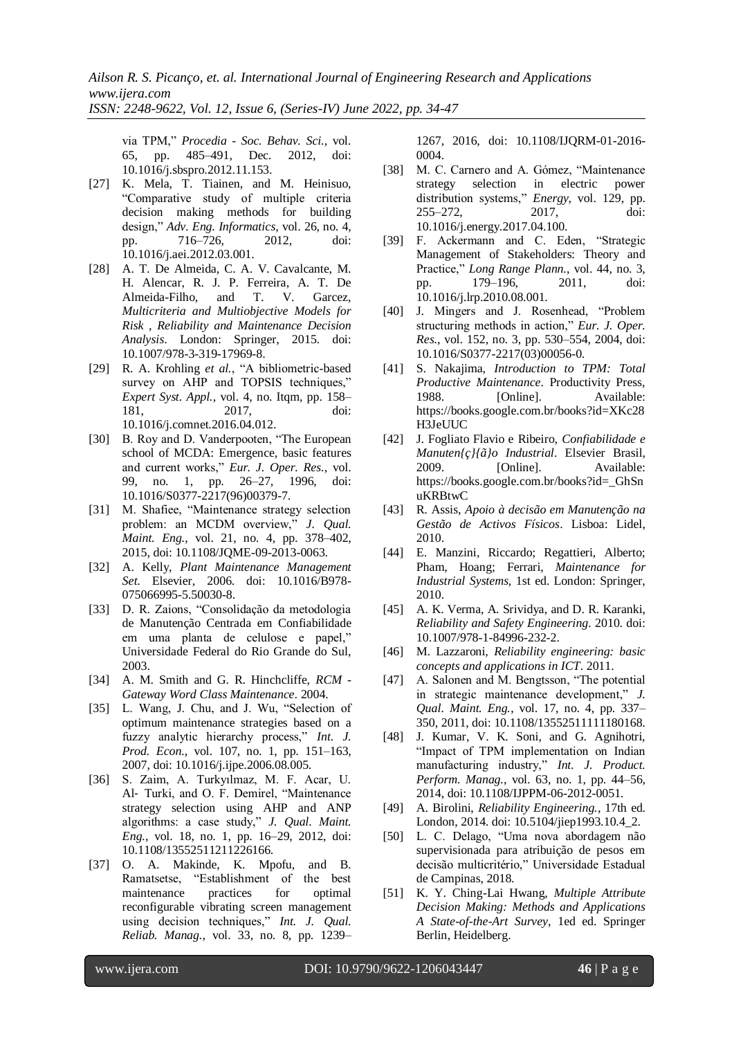via TPM," *Procedia - Soc. Behav. Sci.*, vol. 65, pp. 485–491, Dec. 2012, doi: 10.1016/j.sbspro.2012.11.153.

[27] K. Mela, T. Tiainen, and M. Heinisuo, "Comparative study of multiple criteria decision making methods for building design," *Adv. Eng. Informatics*, vol. 26, no. 4, pp. 716–726, 2012, doi: 10.1016/j.aei.2012.03.001.

[28] A. T. De Almeida, C. A. V. Cavalcante, M. H. Alencar, R. J. P. Ferreira, A. T. De Almeida-Filho, and T. V. Garcez, *Multicriteria and Multiobjective Models for Risk , Reliability and Maintenance Decision Analysis*. London: Springer, 2015. doi: 10.1007/978-3-319-17969-8.

[29] R. A. Krohling *et al.*, "A bibliometric-based survey on AHP and TOPSIS techniques," *Expert Syst. Appl.*, vol. 4, no. Itqm, pp. 158–181, 2017, doi: 10.1016/j.comnet.2016.04.012.

[30] B. Roy and D. Vanderpooten, "The European school of MCDA: Emergence, basic features and current works," *Eur. J. Oper. Res.*, vol. 99, no. 1, pp. 26–27, 1996, doi: 10.1016/S0377-2217(96)00379-7.

[31] M. Shafiee, "Maintenance strategy selection problem: an MCDM overview," *J. Qual. Maint. Eng.*, vol. 21, no. 4, pp. 378–402, 2015, doi: 10.1108/JQME-09-2013-0063.

[32] A. Kelly, *Plant Maintenance Management Set*. Elsevier, 2006. doi: 10.1016/B978-075066995-5.50030-8.

[33] D. R. Zaions, "Consolidação da metodologia de Manutenção Centrada em Confiabilidade em uma planta de celulose e papel," Universidade Federal do Rio Grande do Sul, 2003.

[34] A. M. Smith and G. R. Hinchcliffe, *RCM - Gateway Word Class Maintenance*. 2004.

[35] L. Wang, J. Chu, and J. Wu, "Selection of optimum maintenance strategies based on a fuzzy analytic hierarchy process," *Int. J. Prod. Econ.*, vol. 107, no. 1, pp. 151–163, 2007, doi: 10.1016/j.ijpe.2006.08.005.

[36] S. Zaim, A. Turkyılmaz, M. F. Acar, U. Al- Turki, and O. F. Demirel, "Maintenance strategy selection using AHP and ANP algorithms: a case study," *J. Qual. Maint. Eng.*, vol. 18, no. 1, pp. 16–29, 2012, doi: 10.1108/13552511211226166.

[37] O. A. Makinde, K. Mpofu, and B. Ramatsetse, "Establishment of the best maintenance practices for optimal reconfigurable vibrating screen management using decision techniques," *Int. J. Qual. Reliab. Manag.*, vol. 33, no. 8, pp. 1239–1267, 2016, doi: 10.1108/IJQRM-01-2016-0004.

[38] M. C. Carnero and A. Gómez, "Maintenance strategy selection in electric power distribution systems," *Energy*, vol. 129, pp. 255–272, 2017, doi: 10.1016/j.energy.2017.04.100.

[39] F. Ackermann and C. Eden, "Strategic Management of Stakeholders: Theory and Practice," *Long Range Plann.*, vol. 44, no. 3, pp. 179–196, 2011, doi: 10.1016/j.lrp.2010.08.001.

[40] J. Mingers and J. Rosenhead, "Problem structuring methods in action," *Eur. J. Oper. Res.*, vol. 152, no. 3, pp. 530–554, 2004, doi: 10.1016/S0377-2217(03)00056-0.

[41] S. Nakajima, *Introduction to TPM: Total Productive Maintenance*. Productivity Press, 1988. [Online]. Available: https://books.google.com.br/books?id=XKc28H3JeUUC

[42] J. Fogliato Flavio e Ribeiro, *Confiabilidade e Manuten{ç}{ã}o Industrial*. Elsevier Brasil, 2009. [Online]. Available: https://books.google.com.br/books?id=_GhSnuKRBtwC

[43] R. Assis, *Apoio à decisão em Manutenção na Gestão de Activos Físicos*. Lisboa: Lidel, 2010.

[44] E. Manzini, Riccardo; Regattieri, Alberto; Pham, Hoang; Ferrari, *Maintenance for Industrial Systems*, 1st ed. London: Springer, 2010.

[45] A. K. Verma, A. Srividya, and D. R. Karanki, *Reliability and Safety Engineering*. 2010. doi: 10.1007/978-1-84996-232-2.

[46] M. Lazzaroni, *Reliability engineering: basic concepts and applications in ICT*. 2011.

[47] A. Salonen and M. Bengtsson, "The potential in strategic maintenance development," *J. Qual. Maint. Eng.*, vol. 17, no. 4, pp. 337–350, 2011, doi: 10.1108/13552511111180168.

[48] J. Kumar, V. K. Soni, and G. Agnihotri, "Impact of TPM implementation on Indian manufacturing industry," *Int. J. Product. Perform. Manag.*, vol. 63, no. 1, pp. 44–56, 2014, doi: 10.1108/IJPPM-06-2012-0051.

[49] A. Birolini, *Reliability Engineering.*, 17th ed. London, 2014. doi: 10.5104/jiep1993.10.4_2.

[50] L. C. Delago, "Uma nova abordagem não supervisionada para atribuição de pesos em decisão multicritério," Universidade Estadual de Campinas, 2018.

[51] K. Y. Ching-Lai Hwang, *Multiple Attribute Decision Making: Methods and Applications A State-of-the-Art Survey*, 1ed ed. Springer Berlin, Heidelberg.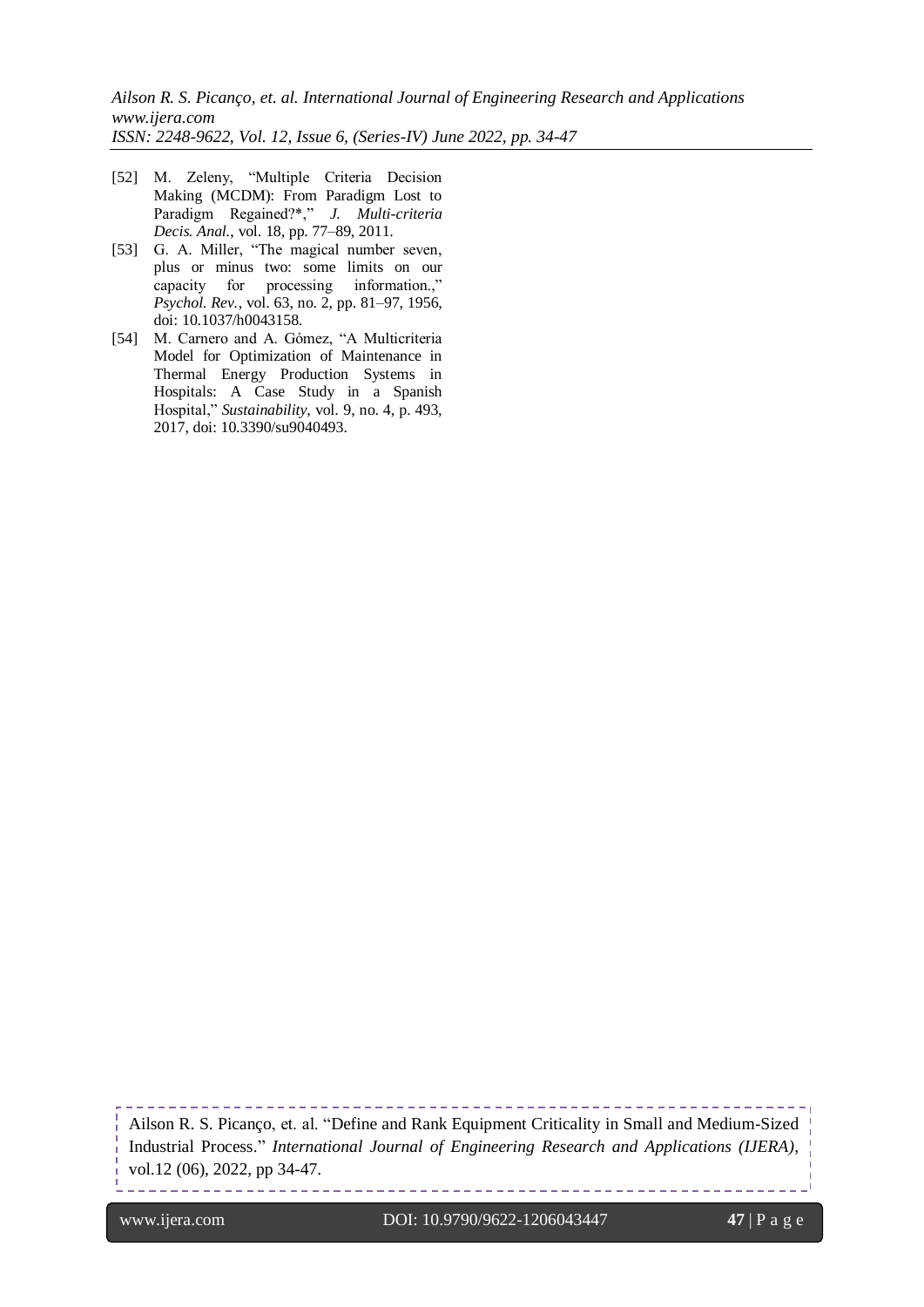[52] M. Zeleny, "Multiple Criteria Decision Making (MCDM): From Paradigm Lost to Paradigm Regained?*," *J. Multi-criteria Decis. Anal.*, vol. 18, pp. 77–89, 2011.

[53] G. A. Miller, "The magical number seven, plus or minus two: some limits on our capacity for processing information.," *Psychol. Rev.*, vol. 63, no. 2, pp. 81–97, 1956, doi: 10.1037/h0043158.

[54] M. Carnero and A. Gómez, "A Multicriteria Model for Optimization of Maintenance in Thermal Energy Production Systems in Hospitals: A Case Study in a Spanish Hospital," *Sustainability*, vol. 9, no. 4, p. 493, 2017, doi: 10.3390/su9040493.

Ailson R. S. Picanço, et. al. "Define and Rank Equipment Criticality in Small and Medium-Sized Industrial Process." *International Journal of Engineering Research and Applications (IJERA)*, vol.12 (06), 2022, pp 34-47.